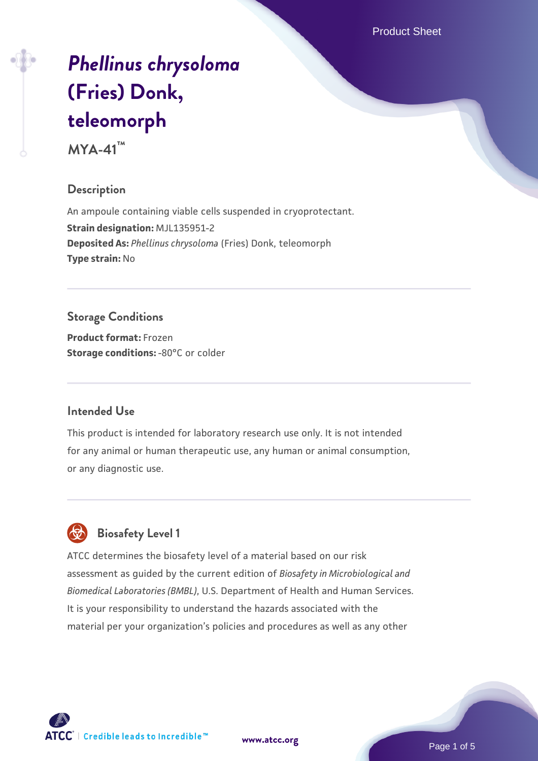# *Phellinus chrysoloma* (Fries) Donk, teleomorph

**MYA-41™**

## Description

An ampoule containing viable cells suspended in cryoprotectant.

**Strain designation:** MJL135951-2

**Deposited As:** *Phellinus chrysoloma* (Fries) Donk, teleomorph

**Type strain:** No

## Storage Conditions

**Product format:** Frozen

**Storage conditions:** -80°C or colder

## Intended Use

This product is intended for laboratory research use only. It is not intended for any animal or human therapeutic use, any human or animal consumption, or any diagnostic use.

## Biosafety Level 1

ATCC determines the biosafety level of a material based on our risk assessment as guided by the current edition of *Biosafety in Microbiological and Biomedical Laboratories (BMBL)*, U.S. Department of Health and Human Services. It is your responsibility to understand the hazards associated with the material per your organization's policies and procedures as well as any other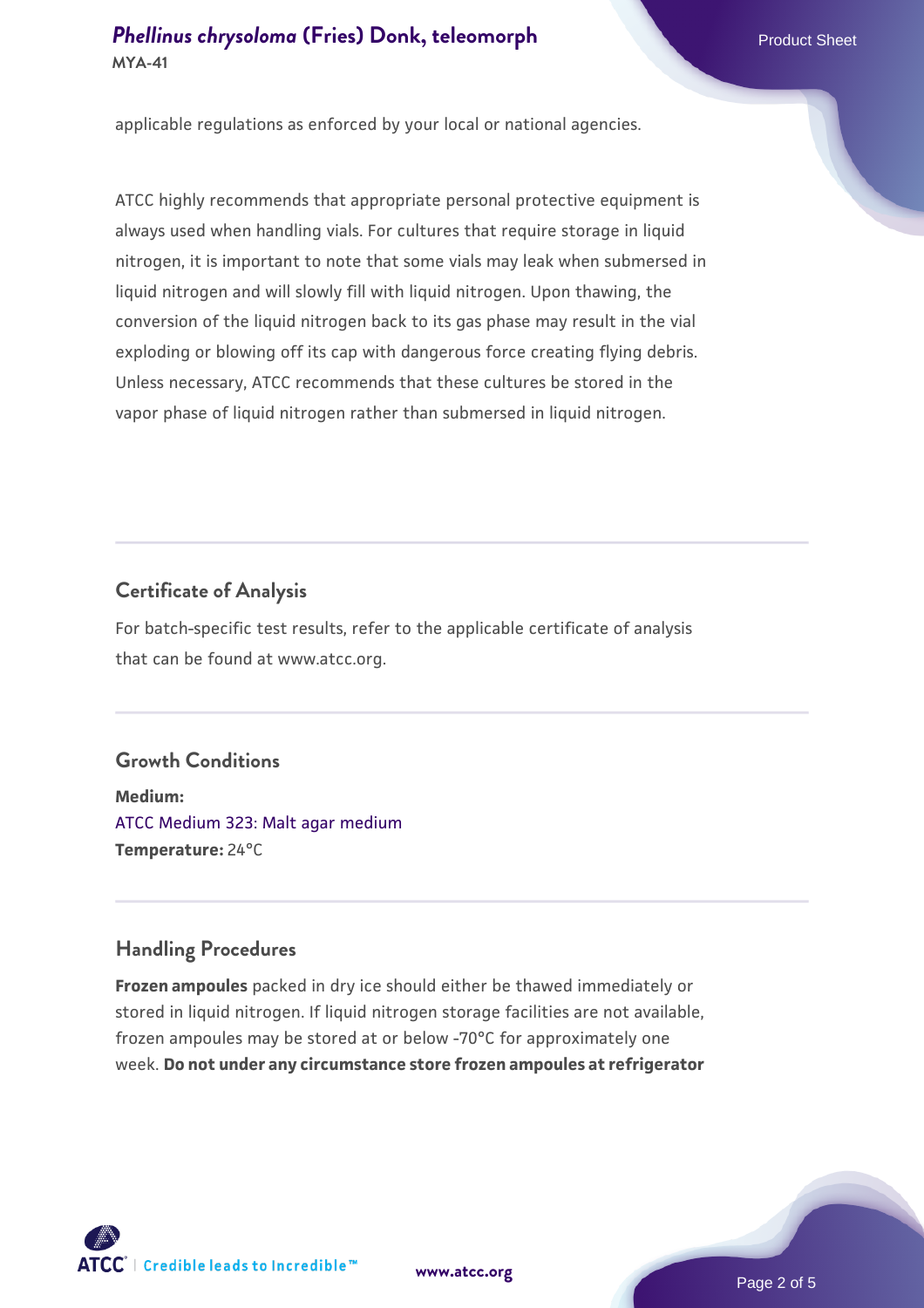applicable regulations as enforced by your local or national agencies.

ATCC highly recommends that appropriate personal protective equipment is always used when handling vials. For cultures that require storage in liquid nitrogen, it is important to note that some vials may leak when submersed in liquid nitrogen and will slowly fill with liquid nitrogen. Upon thawing, the conversion of the liquid nitrogen back to its gas phase may result in the vial exploding or blowing off its cap with dangerous force creating flying debris. Unless necessary, ATCC recommends that these cultures be stored in the vapor phase of liquid nitrogen rather than submersed in liquid nitrogen.

## Certificate of Analysis

For batch-specific test results, refer to the applicable certificate of analysis that can be found at www.atcc.org.

## Growth Conditions

**Medium:**
ATCC Medium 323: Malt agar medium
**Temperature:** 24°C

## Handling Procedures

**Frozen ampoules** packed in dry ice should either be thawed immediately or stored in liquid nitrogen. If liquid nitrogen storage facilities are not available, frozen ampoules may be stored at or below -70°C for approximately one week. **Do not under any circumstance store frozen ampoules at refrigerator**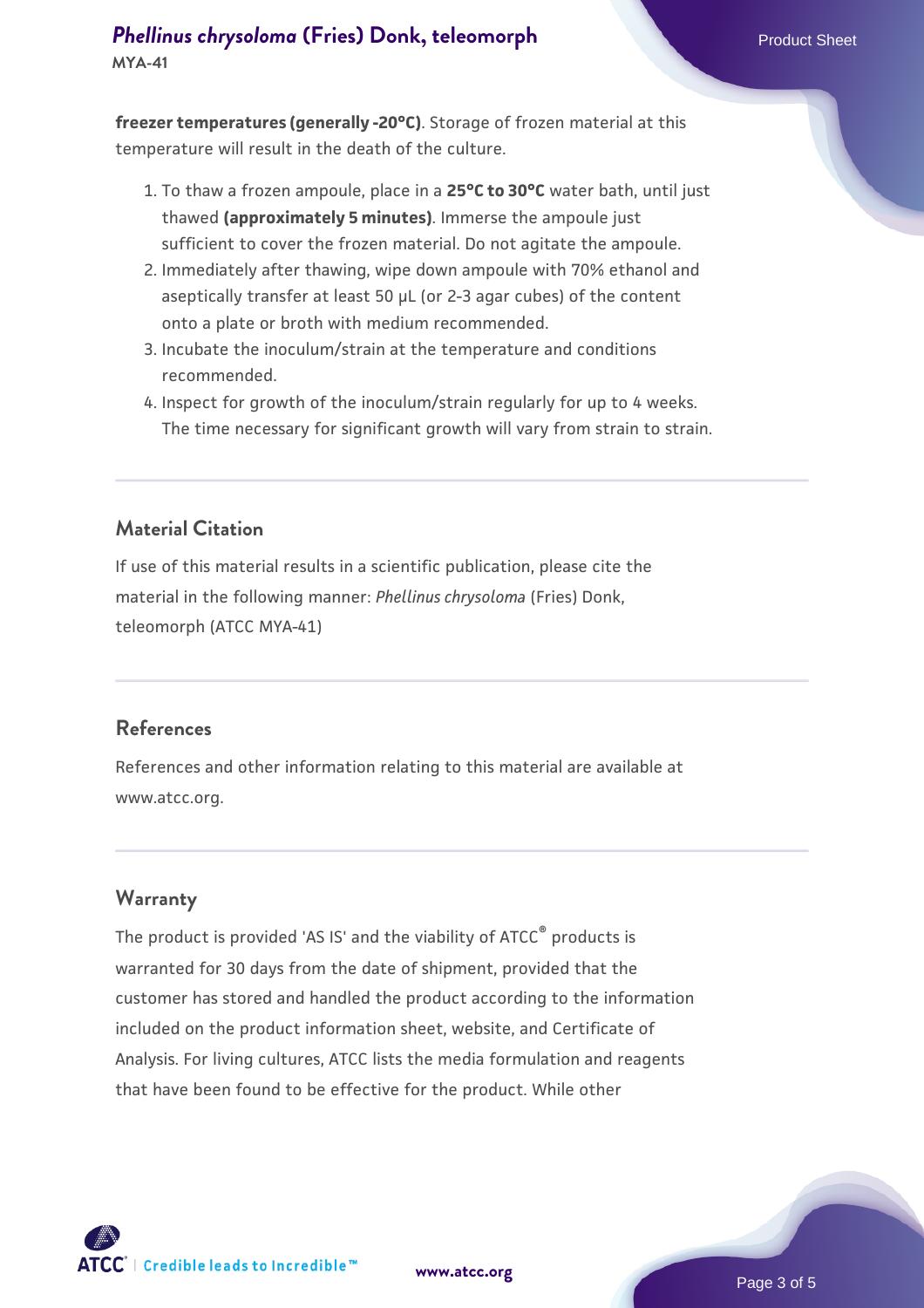**freezer temperatures (generally -20°C)**. Storage of frozen material at this temperature will result in the death of the culture.

1. To thaw a frozen ampoule, place in a **25°C to 30°C** water bath, until just thawed **(approximately 5 minutes)**. Immerse the ampoule just sufficient to cover the frozen material. Do not agitate the ampoule.
2. Immediately after thawing, wipe down ampoule with 70% ethanol and aseptically transfer at least 50 µL (or 2-3 agar cubes) of the content onto a plate or broth with medium recommended.
3. Incubate the inoculum/strain at the temperature and conditions recommended.
4. Inspect for growth of the inoculum/strain regularly for up to 4 weeks. The time necessary for significant growth will vary from strain to strain.

## Material Citation

If use of this material results in a scientific publication, please cite the material in the following manner: *Phellinus chrysoloma* (Fries) Donk, teleomorph (ATCC MYA-41)

## References

References and other information relating to this material are available at www.atcc.org.

## Warranty

The product is provided 'AS IS' and the viability of ATCC® products is warranted for 30 days from the date of shipment, provided that the customer has stored and handled the product according to the information included on the product information sheet, website, and Certificate of Analysis. For living cultures, ATCC lists the media formulation and reagents that have been found to be effective for the product. While other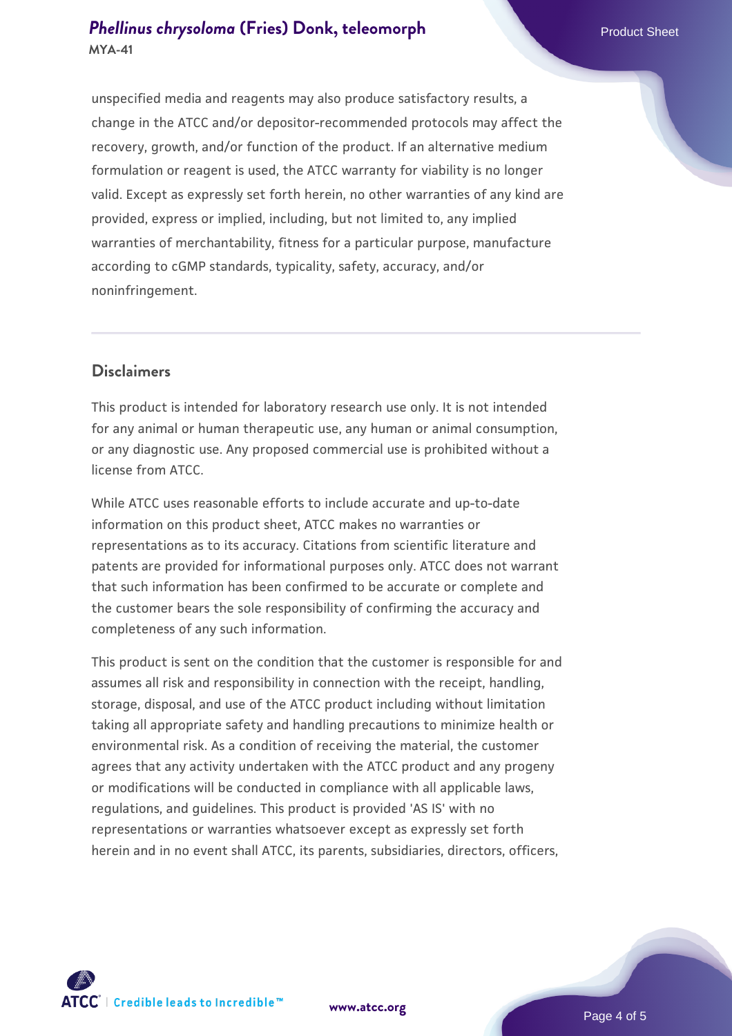unspecified media and reagents may also produce satisfactory results, a change in the ATCC and/or depositor-recommended protocols may affect the recovery, growth, and/or function of the product. If an alternative medium formulation or reagent is used, the ATCC warranty for viability is no longer valid. Except as expressly set forth herein, no other warranties of any kind are provided, express or implied, including, but not limited to, any implied warranties of merchantability, fitness for a particular purpose, manufacture according to cGMP standards, typicality, safety, accuracy, and/or noninfringement.

## Disclaimers

This product is intended for laboratory research use only. It is not intended for any animal or human therapeutic use, any human or animal consumption, or any diagnostic use. Any proposed commercial use is prohibited without a license from ATCC.

While ATCC uses reasonable efforts to include accurate and up-to-date information on this product sheet, ATCC makes no warranties or representations as to its accuracy. Citations from scientific literature and patents are provided for informational purposes only. ATCC does not warrant that such information has been confirmed to be accurate or complete and the customer bears the sole responsibility of confirming the accuracy and completeness of any such information.

This product is sent on the condition that the customer is responsible for and assumes all risk and responsibility in connection with the receipt, handling, storage, disposal, and use of the ATCC product including without limitation taking all appropriate safety and handling precautions to minimize health or environmental risk. As a condition of receiving the material, the customer agrees that any activity undertaken with the ATCC product and any progeny or modifications will be conducted in compliance with all applicable laws, regulations, and guidelines. This product is provided 'AS IS' with no representations or warranties whatsoever except as expressly set forth herein and in no event shall ATCC, its parents, subsidiaries, directors, officers,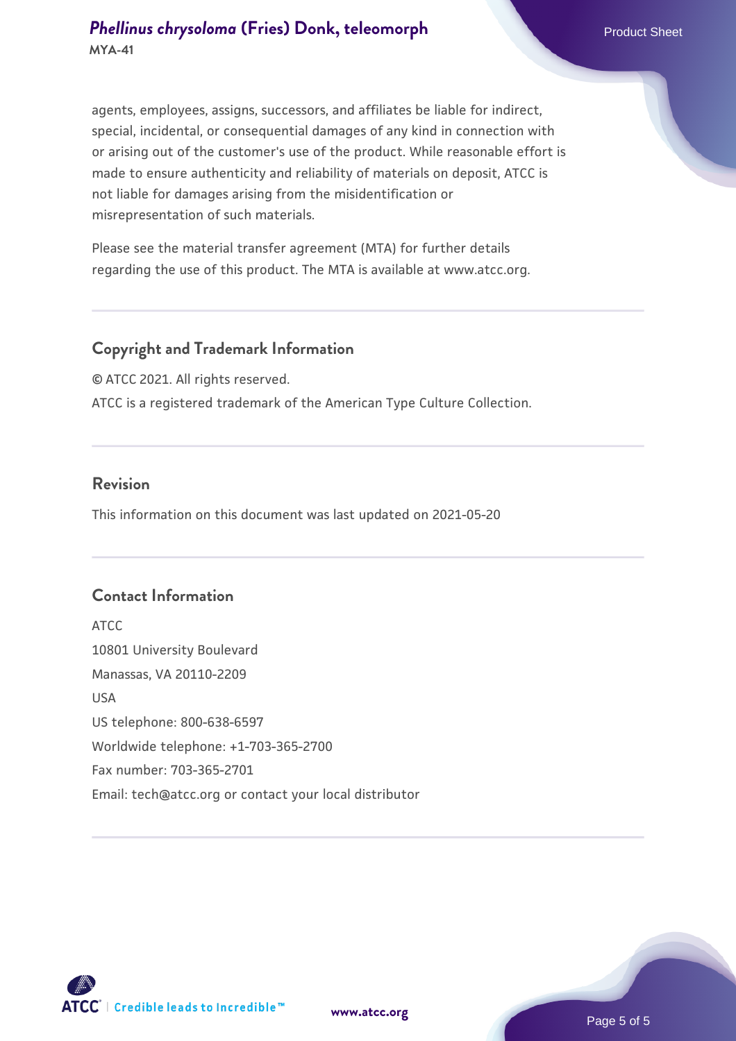agents, employees, assigns, successors, and affiliates be liable for indirect, special, incidental, or consequential damages of any kind in connection with or arising out of the customer's use of the product. While reasonable effort is made to ensure authenticity and reliability of materials on deposit, ATCC is not liable for damages arising from the misidentification or misrepresentation of such materials.

Please see the material transfer agreement (MTA) for further details regarding the use of this product. The MTA is available at www.atcc.org.

## Copyright and Trademark Information

© ATCC 2021. All rights reserved.

ATCC is a registered trademark of the American Type Culture Collection.

## Revision

This information on this document was last updated on 2021-05-20

## Contact Information

ATCC
10801 University Boulevard
Manassas, VA 20110-2209
USA
US telephone: 800-638-6597
Worldwide telephone: +1-703-365-2700
Fax number: 703-365-2701
Email: tech@atcc.org or contact your local distributor